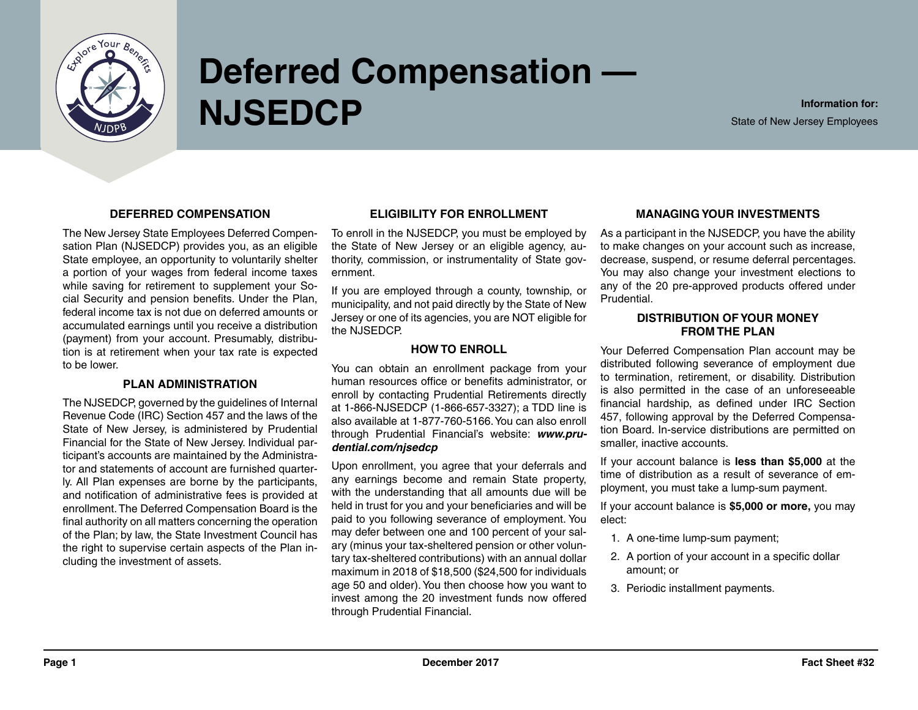# Deferred Compensation — NJSEDCP

**Information for:**
State of New Jersey Employees

## DEFERRED COMPENSATION

The New Jersey State Employees Deferred Compensation Plan (NJSEDCP) provides you, as an eligible State employee, an opportunity to voluntarily shelter a portion of your wages from federal income taxes while saving for retirement to supplement your Social Security and pension benefits. Under the Plan, federal income tax is not due on deferred amounts or accumulated earnings until you receive a distribution (payment) from your account. Presumably, distribution is at retirement when your tax rate is expected to be lower.

## PLAN ADMINISTRATION

The NJSEDCP, governed by the guidelines of Internal Revenue Code (IRC) Section 457 and the laws of the State of New Jersey, is administered by Prudential Financial for the State of New Jersey. Individual participant's accounts are maintained by the Administrator and statements of account are furnished quarterly. All Plan expenses are borne by the participants, and notification of administrative fees is provided at enrollment. The Deferred Compensation Board is the final authority on all matters concerning the operation of the Plan; by law, the State Investment Council has the right to supervise certain aspects of the Plan including the investment of assets.

## ELIGIBILITY FOR ENROLLMENT

To enroll in the NJSEDCP, you must be employed by the State of New Jersey or an eligible agency, authority, commission, or instrumentality of State government.

If you are employed through a county, township, or municipality, and not paid directly by the State of New Jersey or one of its agencies, you are NOT eligible for the NJSEDCP.

## HOW TO ENROLL

You can obtain an enrollment package from your human resources office or benefits administrator, or enroll by contacting Prudential Retirements directly at 1-866-NJSEDCP (1-866-657-3327); a TDD line is also available at 1-877-760-5166. You can also enroll through Prudential Financial's website: ***www.prudential.com/njsedcp***

Upon enrollment, you agree that your deferrals and any earnings become and remain State property, with the understanding that all amounts due will be held in trust for you and your beneficiaries and will be paid to you following severance of employment. You may defer between one and 100 percent of your salary (minus your tax-sheltered pension or other voluntary tax-sheltered contributions) with an annual dollar maximum in 2018 of $18,500 ($24,500 for individuals age 50 and older). You then choose how you want to invest among the 20 investment funds now offered through Prudential Financial.

## MANAGING YOUR INVESTMENTS

As a participant in the NJSEDCP, you have the ability to make changes on your account such as increase, decrease, suspend, or resume deferral percentages. You may also change your investment elections to any of the 20 pre-approved products offered under Prudential.

## DISTRIBUTION OF YOUR MONEY FROM THE PLAN

Your Deferred Compensation Plan account may be distributed following severance of employment due to termination, retirement, or disability. Distribution is also permitted in the case of an unforeseeable financial hardship, as defined under IRC Section 457, following approval by the Deferred Compensation Board. In-service distributions are permitted on smaller, inactive accounts.

If your account balance is **less than $5,000** at the time of distribution as a result of severance of employment, you must take a lump-sum payment.

If your account balance is **$5,000 or more,** you may elect:

1. A one-time lump-sum payment;
2. A portion of your account in a specific dollar amount; or
3. Periodic installment payments.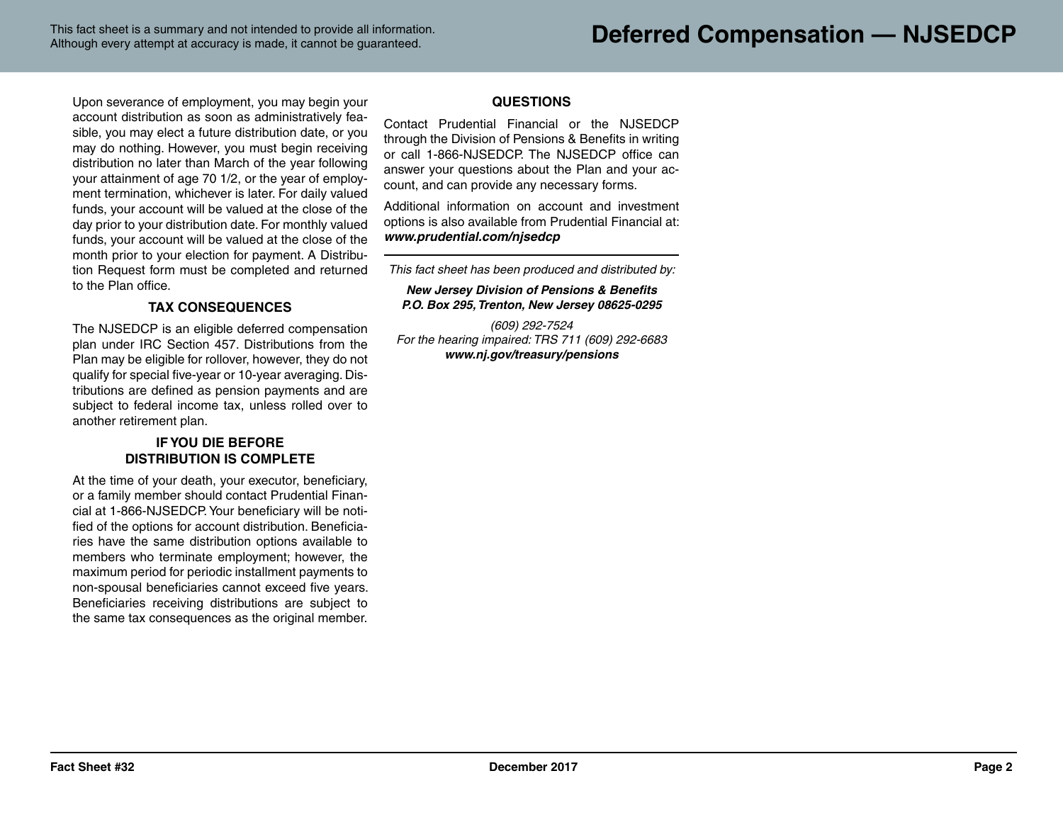Upon severance of employment, you may begin your account distribution as soon as administratively feasible, you may elect a future distribution date, or you may do nothing. However, you must begin receiving distribution no later than March of the year following your attainment of age 70 1/2, or the year of employment termination, whichever is later. For daily valued funds, your account will be valued at the close of the day prior to your distribution date. For monthly valued funds, your account will be valued at the close of the month prior to your election for payment. A Distribution Request form must be completed and returned to the Plan office.

## TAX CONSEQUENCES

The NJSEDCP is an eligible deferred compensation plan under IRC Section 457. Distributions from the Plan may be eligible for rollover, however, they do not qualify for special five-year or 10-year averaging. Distributions are defined as pension payments and are subject to federal income tax, unless rolled over to another retirement plan.

## IF YOU DIE BEFORE DISTRIBUTION IS COMPLETE

At the time of your death, your executor, beneficiary, or a family member should contact Prudential Financial at 1-866-NJSEDCP. Your beneficiary will be notified of the options for account distribution. Beneficiaries have the same distribution options available to members who terminate employment; however, the maximum period for periodic installment payments to non-spousal beneficiaries cannot exceed five years. Beneficiaries receiving distributions are subject to the same tax consequences as the original member.

## QUESTIONS

Contact Prudential Financial or the NJSEDCP through the Division of Pensions & Benefits in writing or call 1-866-NJSEDCP. The NJSEDCP office can answer your questions about the Plan and your account, and can provide any necessary forms.

Additional information on account and investment options is also available from Prudential Financial at: ***www.prudential.com/njsedcp***

---

*This fact sheet has been produced and distributed by:*

***New Jersey Division of Pensions & Benefits***
***P.O. Box 295, Trenton, New Jersey 08625-0295***

*(609) 292-7524*
*For the hearing impaired: TRS 711 (609) 292-6683*
***www.nj.gov/treasury/pensions***